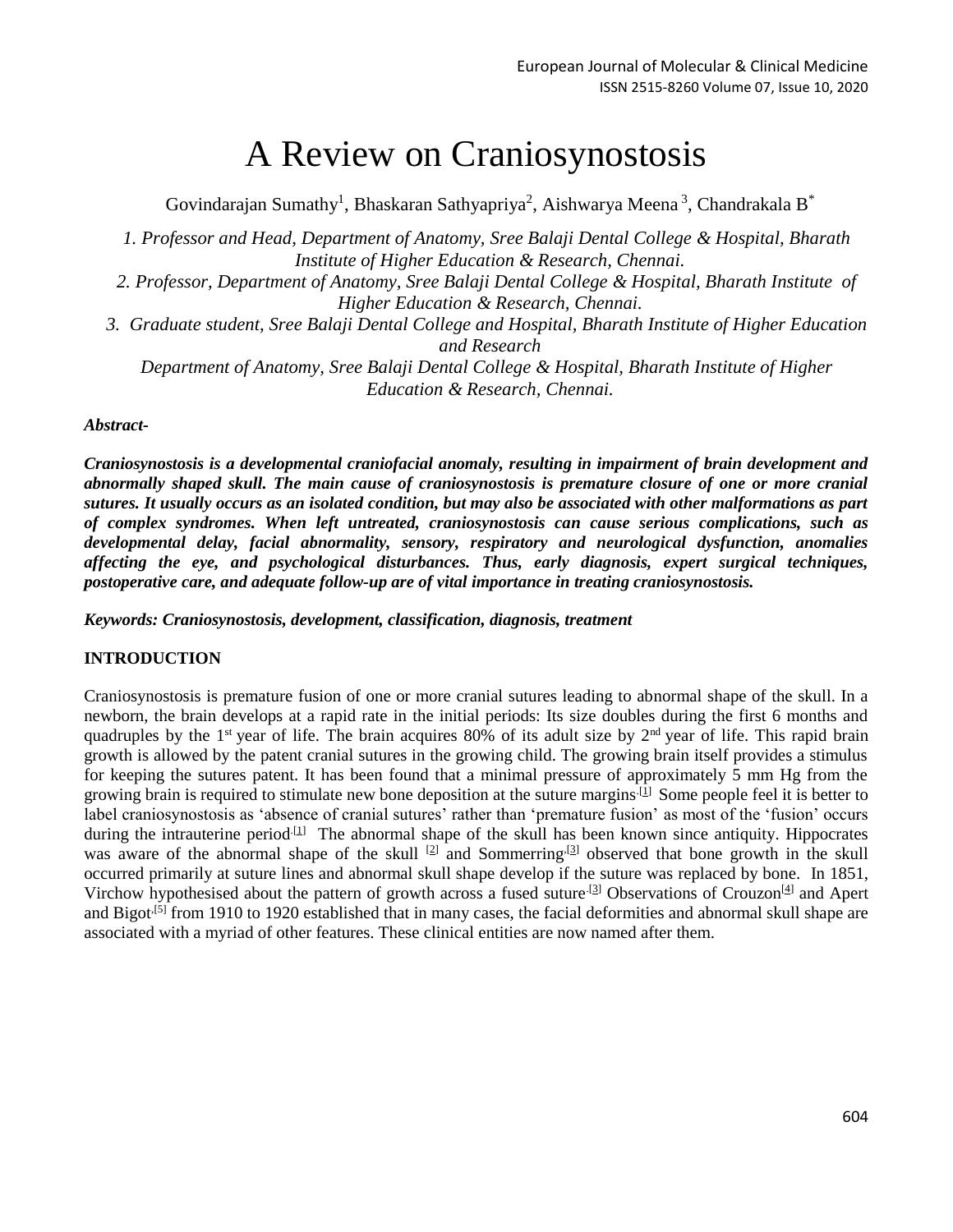# A Review on Craniosynostosis

Govindarajan Sumathy[1], Bhaskaran Sathyapriya[2], Aishwarya Meena[3], Chandrakala B[*]

*1. Professor and Head, Department of Anatomy, Sree Balaji Dental College & Hospital, Bharath Institute of Higher Education & Research, Chennai.*

*2. Professor, Department of Anatomy, Sree Balaji Dental College & Hospital, Bharath Institute of Higher Education & Research, Chennai.*

*3. Graduate student, Sree Balaji Dental College and Hospital, Bharath Institute of Higher Education and Research*

*Department of Anatomy, Sree Balaji Dental College & Hospital, Bharath Institute of Higher Education & Research, Chennai.*

***Abstract-***

***Craniosynostosis is a developmental craniofacial anomaly, resulting in impairment of brain development and abnormally shaped skull. The main cause of craniosynostosis is premature closure of one or more cranial sutures. It usually occurs as an isolated condition, but may also be associated with other malformations as part of complex syndromes. When left untreated, craniosynostosis can cause serious complications, such as developmental delay, facial abnormality, sensory, respiratory and neurological dysfunction, anomalies affecting the eye, and psychological disturbances. Thus, early diagnosis, expert surgical techniques, postoperative care, and adequate follow-up are of vital importance in treating craniosynostosis.***

***Keywords: Craniosynostosis, development, classification, diagnosis, treatment***

## INTRODUCTION

Craniosynostosis is premature fusion of one or more cranial sutures leading to abnormal shape of the skull. In a newborn, the brain develops at a rapid rate in the initial periods: Its size doubles during the first 6 months and quadruples by the 1st year of life. The brain acquires 80% of its adult size by 2nd year of life. This rapid brain growth is allowed by the patent cranial sutures in the growing child. The growing brain itself provides a stimulus for keeping the sutures patent. It has been found that a minimal pressure of approximately 5 mm Hg from the growing brain is required to stimulate new bone deposition at the suture margins.[1] Some people feel it is better to label craniosynostosis as 'absence of cranial sutures' rather than 'premature fusion' as most of the 'fusion' occurs during the intrauterine period.[1] The abnormal shape of the skull has been known since antiquity. Hippocrates was aware of the abnormal shape of the skull [2] and Sommerring.[3] observed that bone growth in the skull occurred primarily at suture lines and abnormal skull shape develop if the suture was replaced by bone. In 1851, Virchow hypothesised about the pattern of growth across a fused suture.[3] Observations of Crouzon[4] and Apert and Bigot.[5] from 1910 to 1920 established that in many cases, the facial deformities and abnormal skull shape are associated with a myriad of other features. These clinical entities are now named after them.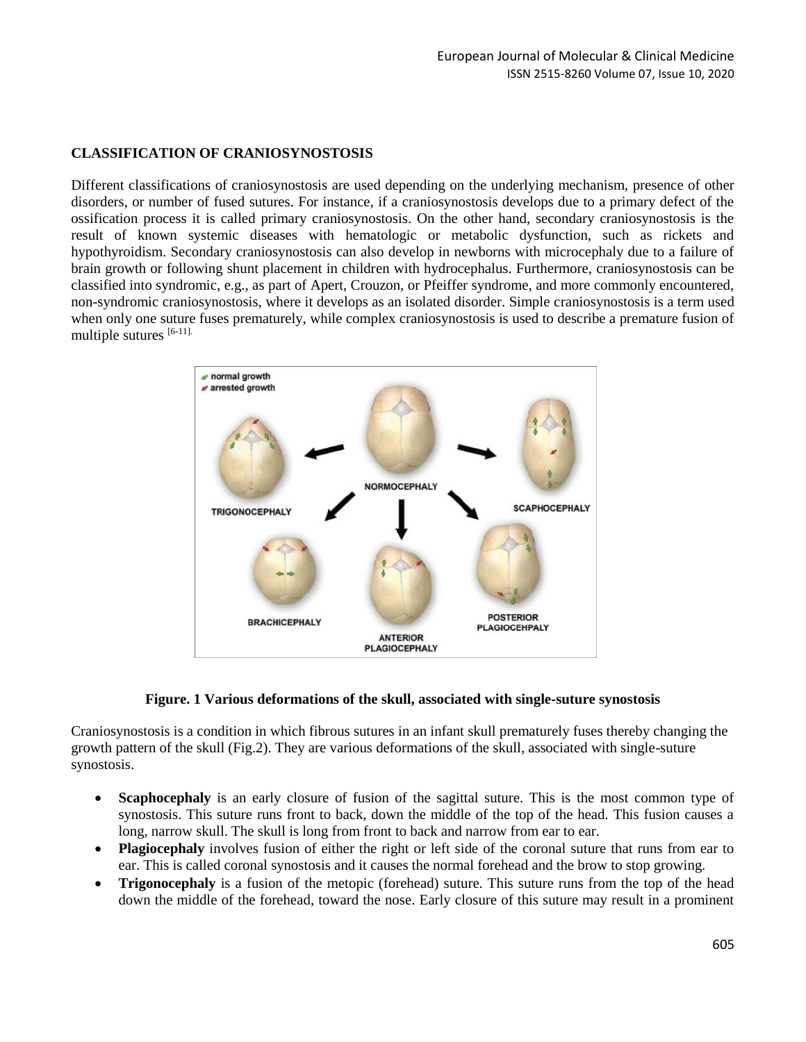## CLASSIFICATION OF CRANIOSYNOSTOSIS

Different classifications of craniosynostosis are used depending on the underlying mechanism, presence of other disorders, or number of fused sutures. For instance, if a craniosynostosis develops due to a primary defect of the ossification process it is called primary craniosynostosis. On the other hand, secondary craniosynostosis is the result of known systemic diseases with hematologic or metabolic dysfunction, such as rickets and hypothyroidism. Secondary craniosynostosis can also develop in newborns with microcephaly due to a failure of brain growth or following shunt placement in children with hydrocephalus. Furthermore, craniosynostosis can be classified into syndromic, e.g., as part of Apert, Crouzon, or Pfeiffer syndrome, and more commonly encountered, non-syndromic craniosynostosis, where it develops as an isolated disorder. Simple craniosynostosis is a term used when only one suture fuses prematurely, while complex craniosynostosis is used to describe a premature fusion of multiple sutures [6-11].

**Figure. 1 Various deformations of the skull, associated with single-suture synostosis**

Craniosynostosis is a condition in which fibrous sutures in an infant skull prematurely fuses thereby changing the growth pattern of the skull (Fig.2). They are various deformations of the skull, associated with single-suture synostosis.

- **Scaphocephaly** is an early closure of fusion of the sagittal suture. This is the most common type of synostosis. This suture runs front to back, down the middle of the top of the head. This fusion causes a long, narrow skull. The skull is long from front to back and narrow from ear to ear.
- **Plagiocephaly** involves fusion of either the right or left side of the coronal suture that runs from ear to ear. This is called coronal synostosis and it causes the normal forehead and the brow to stop growing.
- **Trigonocephaly** is a fusion of the metopic (forehead) suture. This suture runs from the top of the head down the middle of the forehead, toward the nose. Early closure of this suture may result in a prominent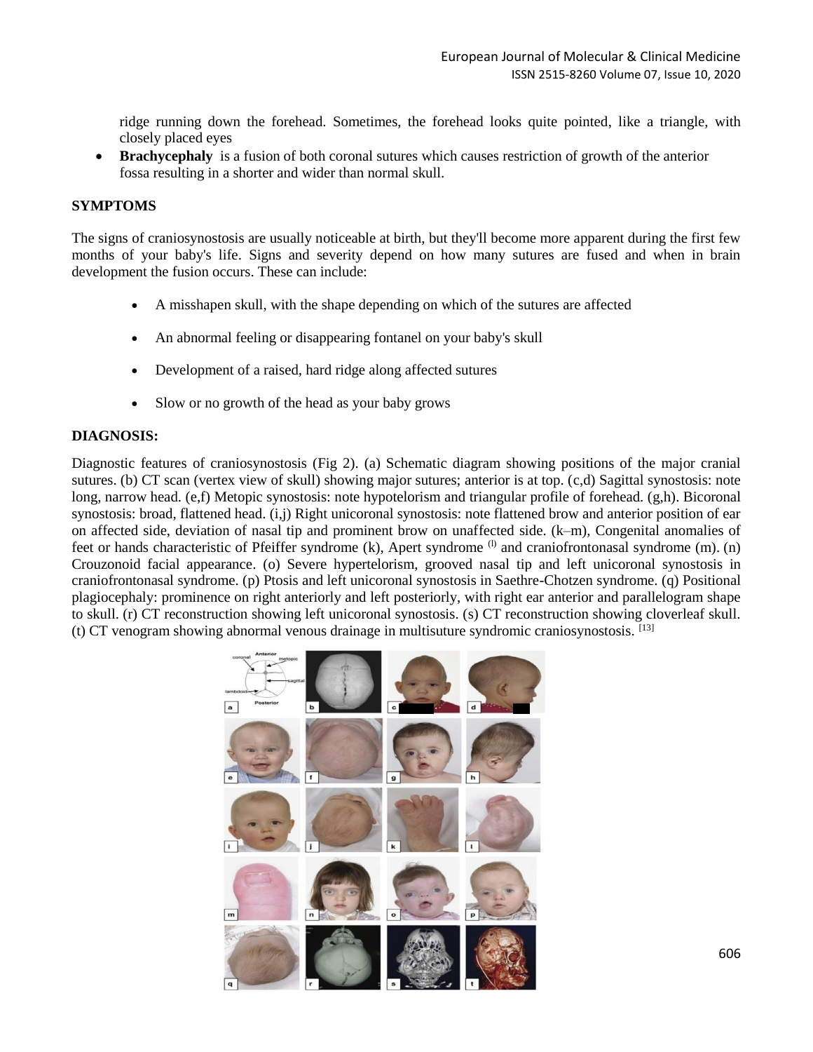ridge running down the forehead. Sometimes, the forehead looks quite pointed, like a triangle, with closely placed eyes

- **Brachycephaly** is a fusion of both coronal sutures which causes restriction of growth of the anterior fossa resulting in a shorter and wider than normal skull.

## SYMPTOMS

The signs of craniosynostosis are usually noticeable at birth, but they'll become more apparent during the first few months of your baby's life. Signs and severity depend on how many sutures are fused and when in brain development the fusion occurs. These can include:

- A misshapen skull, with the shape depending on which of the sutures are affected
- An abnormal feeling or disappearing fontanel on your baby's skull
- Development of a raised, hard ridge along affected sutures
- Slow or no growth of the head as your baby grows

## DIAGNOSIS:

Diagnostic features of craniosynostosis (Fig 2). (a) Schematic diagram showing positions of the major cranial sutures. (b) CT scan (vertex view of skull) showing major sutures; anterior is at top. (c,d) Sagittal synostosis: note long, narrow head. (e,f) Metopic synostosis: note hypotelorism and triangular profile of forehead. (g,h). Bicoronal synostosis: broad, flattened head. (i,j) Right unicoronal synostosis: note flattened brow and anterior position of ear on affected side, deviation of nasal tip and prominent brow on unaffected side. (k–m), Congenital anomalies of feet or hands characteristic of Pfeiffer syndrome (k), Apert syndrome (l) and craniofrontonasal syndrome (m). (n) Crouzonoid facial appearance. (o) Severe hypertelorism, grooved nasal tip and left unicoronal synostosis in craniofrontonasal syndrome. (p) Ptosis and left unicoronal synostosis in Saethre-Chotzen syndrome. (q) Positional plagiocephaly: prominence on right anteriorly and left posteriorly, with right ear anterior and parallelogram shape to skull. (r) CT reconstruction showing left unicoronal synostosis. (s) CT reconstruction showing cloverleaf skull. (t) CT venogram showing abnormal venous drainage in multisuture syndromic craniosynostosis. [13]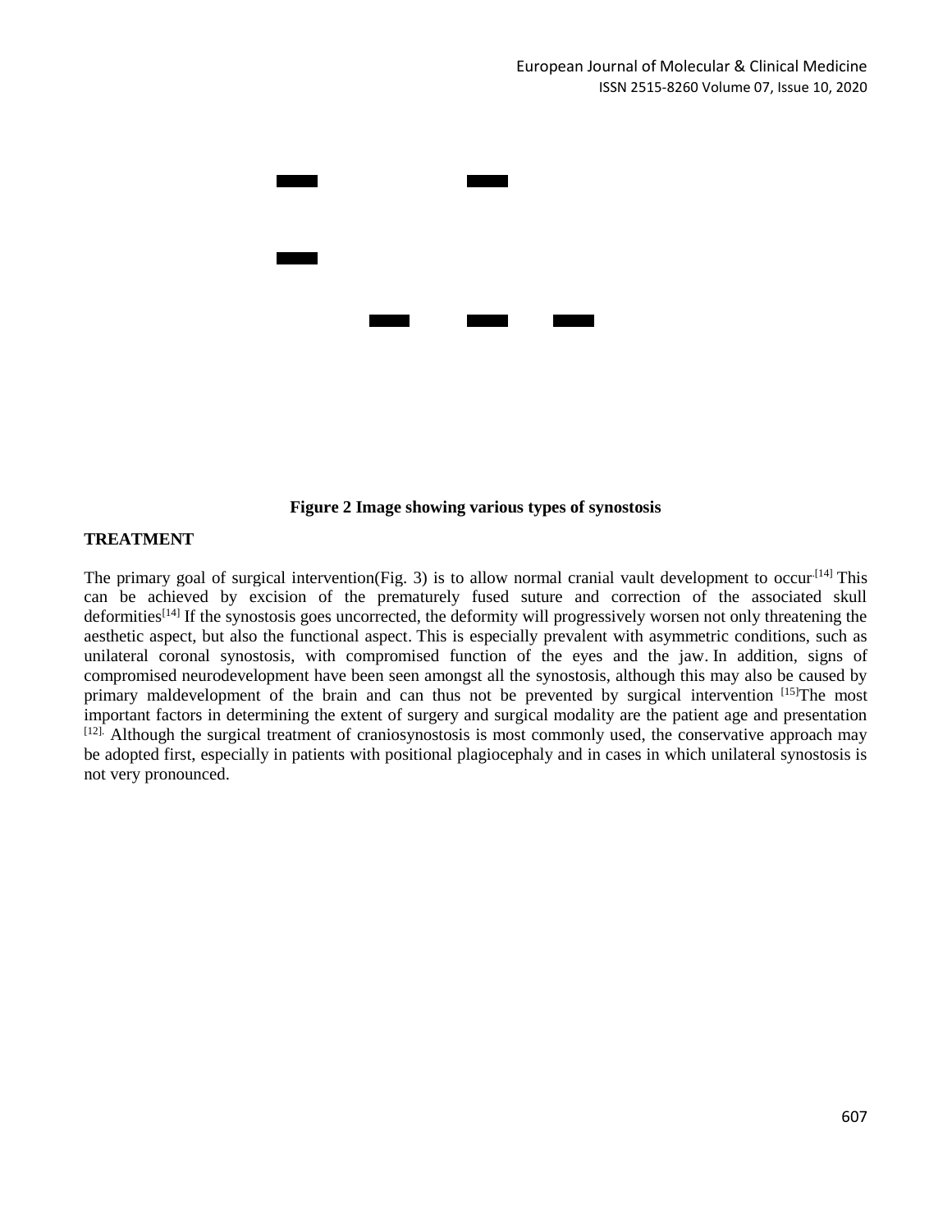**Figure 2 Image showing various types of synostosis**

## TREATMENT

The primary goal of surgical intervention(Fig. 3) is to allow normal cranial vault development to occur.[14] This can be achieved by excision of the prematurely fused suture and correction of the associated skull deformities[14] If the synostosis goes uncorrected, the deformity will progressively worsen not only threatening the aesthetic aspect, but also the functional aspect. This is especially prevalent with asymmetric conditions, such as unilateral coronal synostosis, with compromised function of the eyes and the jaw. In addition, signs of compromised neurodevelopment have been seen amongst all the synostosis, although this may also be caused by primary maldevelopment of the brain and can thus not be prevented by surgical intervention [15]The most important factors in determining the extent of surgery and surgical modality are the patient age and presentation [12]. Although the surgical treatment of craniosynostosis is most commonly used, the conservative approach may be adopted first, especially in patients with positional plagiocephaly and in cases in which unilateral synostosis is not very pronounced.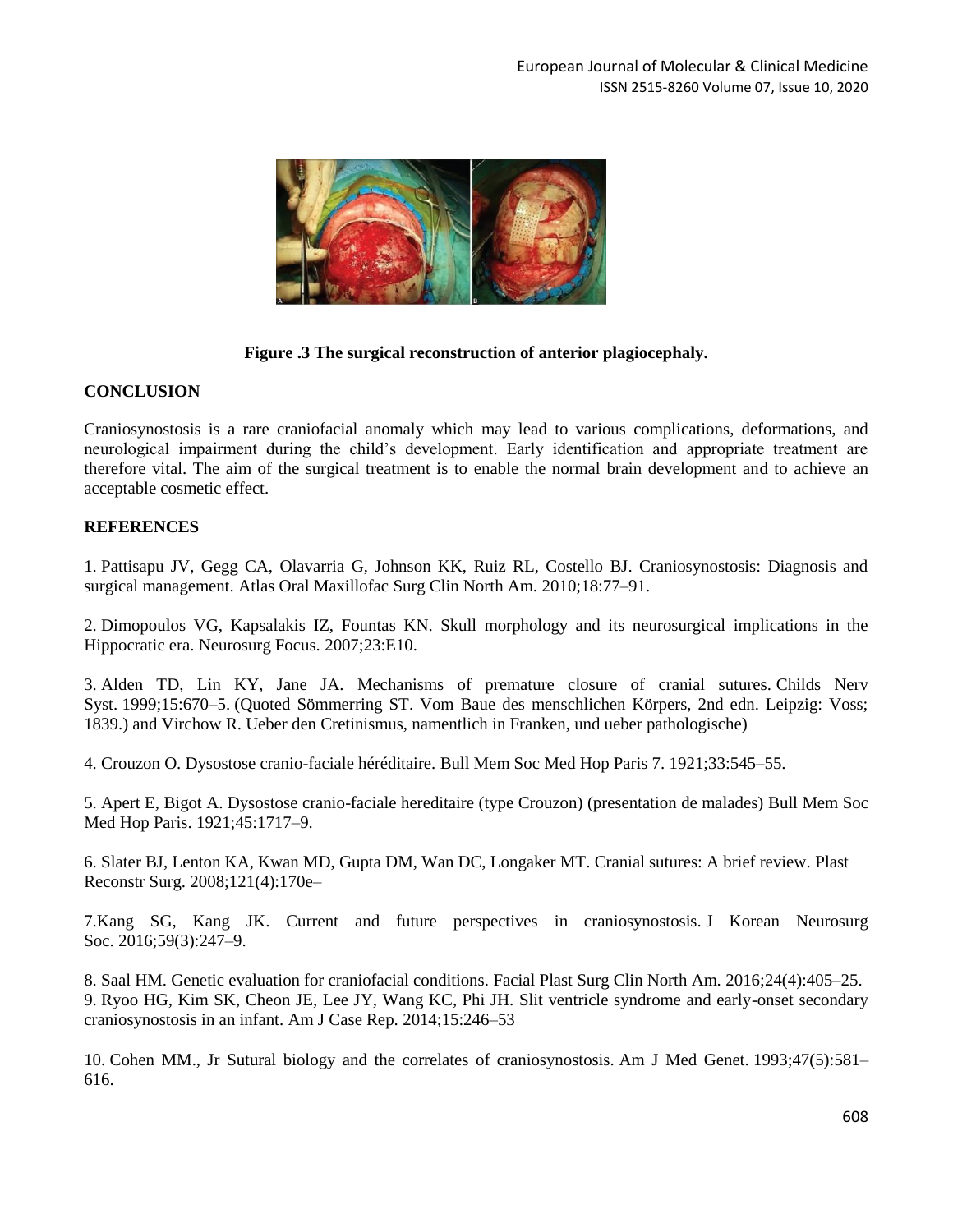**Figure .3 The surgical reconstruction of anterior plagiocephaly.**

## CONCLUSION

Craniosynostosis is a rare craniofacial anomaly which may lead to various complications, deformations, and neurological impairment during the child's development. Early identification and appropriate treatment are therefore vital. The aim of the surgical treatment is to enable the normal brain development and to achieve an acceptable cosmetic effect.

## REFERENCES

1. Pattisapu JV, Gegg CA, Olavarria G, Johnson KK, Ruiz RL, Costello BJ. Craniosynostosis: Diagnosis and surgical management. Atlas Oral Maxillofac Surg Clin North Am. 2010;18:77–91.

2. Dimopoulos VG, Kapsalakis IZ, Fountas KN. Skull morphology and its neurosurgical implications in the Hippocratic era. Neurosurg Focus. 2007;23:E10.

3. Alden TD, Lin KY, Jane JA. Mechanisms of premature closure of cranial sutures. Childs Nerv Syst. 1999;15:670–5. (Quoted Sömmerring ST. Vom Baue des menschlichen Körpers, 2nd edn. Leipzig: Voss; 1839.) and Virchow R. Ueber den Cretinismus, namentlich in Franken, und ueber pathologische)

4. Crouzon O. Dysostose cranio-faciale héréditaire. Bull Mem Soc Med Hop Paris 7. 1921;33:545–55.

5. Apert E, Bigot A. Dysostose cranio-faciale hereditaire (type Crouzon) (presentation de malades) Bull Mem Soc Med Hop Paris. 1921;45:1717–9.

6. Slater BJ, Lenton KA, Kwan MD, Gupta DM, Wan DC, Longaker MT. Cranial sutures: A brief review. Plast Reconstr Surg. 2008;121(4):170e–

7.Kang SG, Kang JK. Current and future perspectives in craniosynostosis. J Korean Neurosurg Soc. 2016;59(3):247–9.

8. Saal HM. Genetic evaluation for craniofacial conditions. Facial Plast Surg Clin North Am. 2016;24(4):405–25.

9. Ryoo HG, Kim SK, Cheon JE, Lee JY, Wang KC, Phi JH. Slit ventricle syndrome and early-onset secondary craniosynostosis in an infant. Am J Case Rep. 2014;15:246–53

10. Cohen MM., Jr Sutural biology and the correlates of craniosynostosis. Am J Med Genet. 1993;47(5):581–616.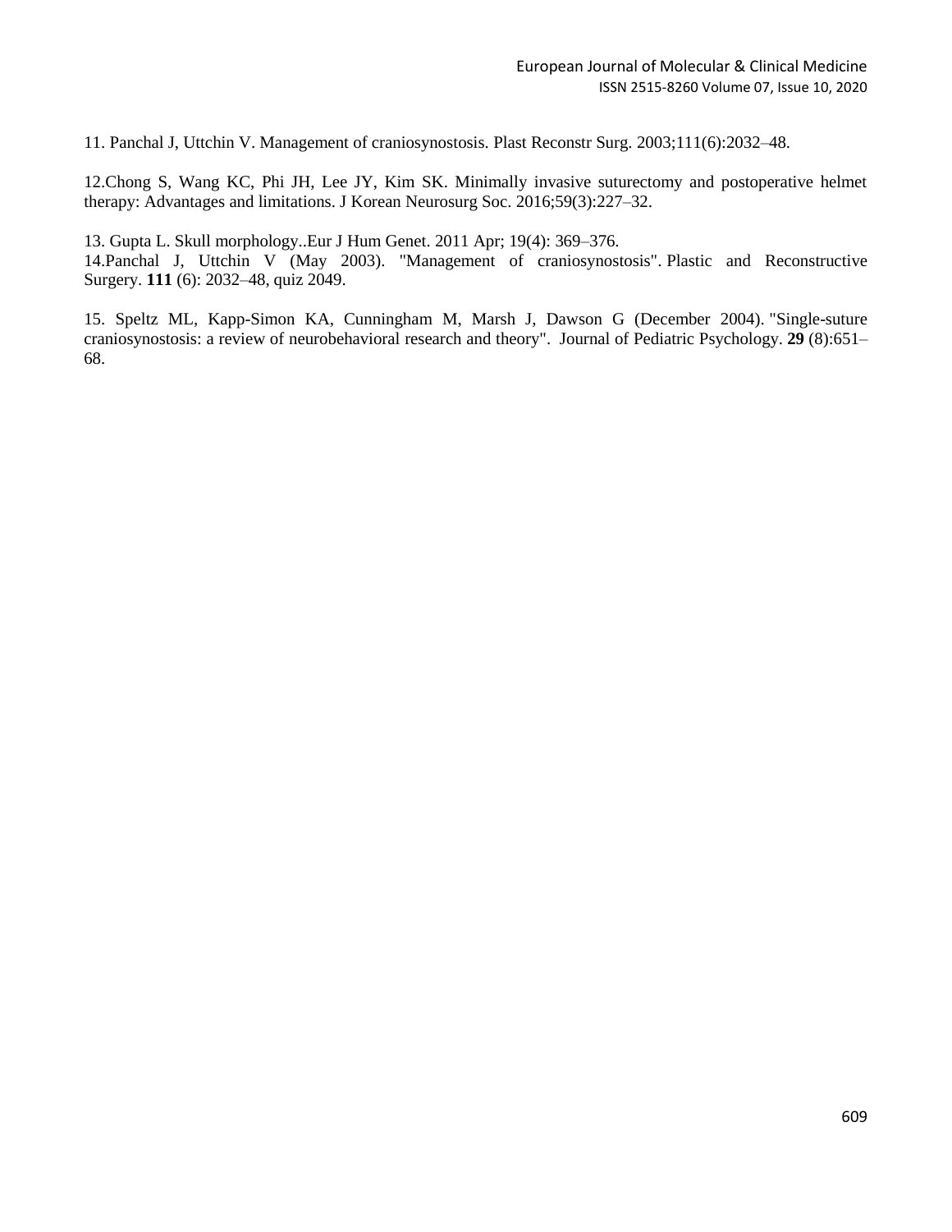11. Panchal J, Uttchin V. Management of craniosynostosis. Plast Reconstr Surg. 2003;111(6):2032–48.

12.Chong S, Wang KC, Phi JH, Lee JY, Kim SK. Minimally invasive suturectomy and postoperative helmet therapy: Advantages and limitations. J Korean Neurosurg Soc. 2016;59(3):227–32.

13. Gupta L. Skull morphology..Eur J Hum Genet. 2011 Apr; 19(4): 369–376.

14.Panchal J, Uttchin V (May 2003). "Management of craniosynostosis". Plastic and Reconstructive Surgery. **111** (6): 2032–48, quiz 2049.

15. Speltz ML, Kapp-Simon KA, Cunningham M, Marsh J, Dawson G (December 2004). "Single-suture craniosynostosis: a review of neurobehavioral research and theory". Journal of Pediatric Psychology. **29** (8):651–68.